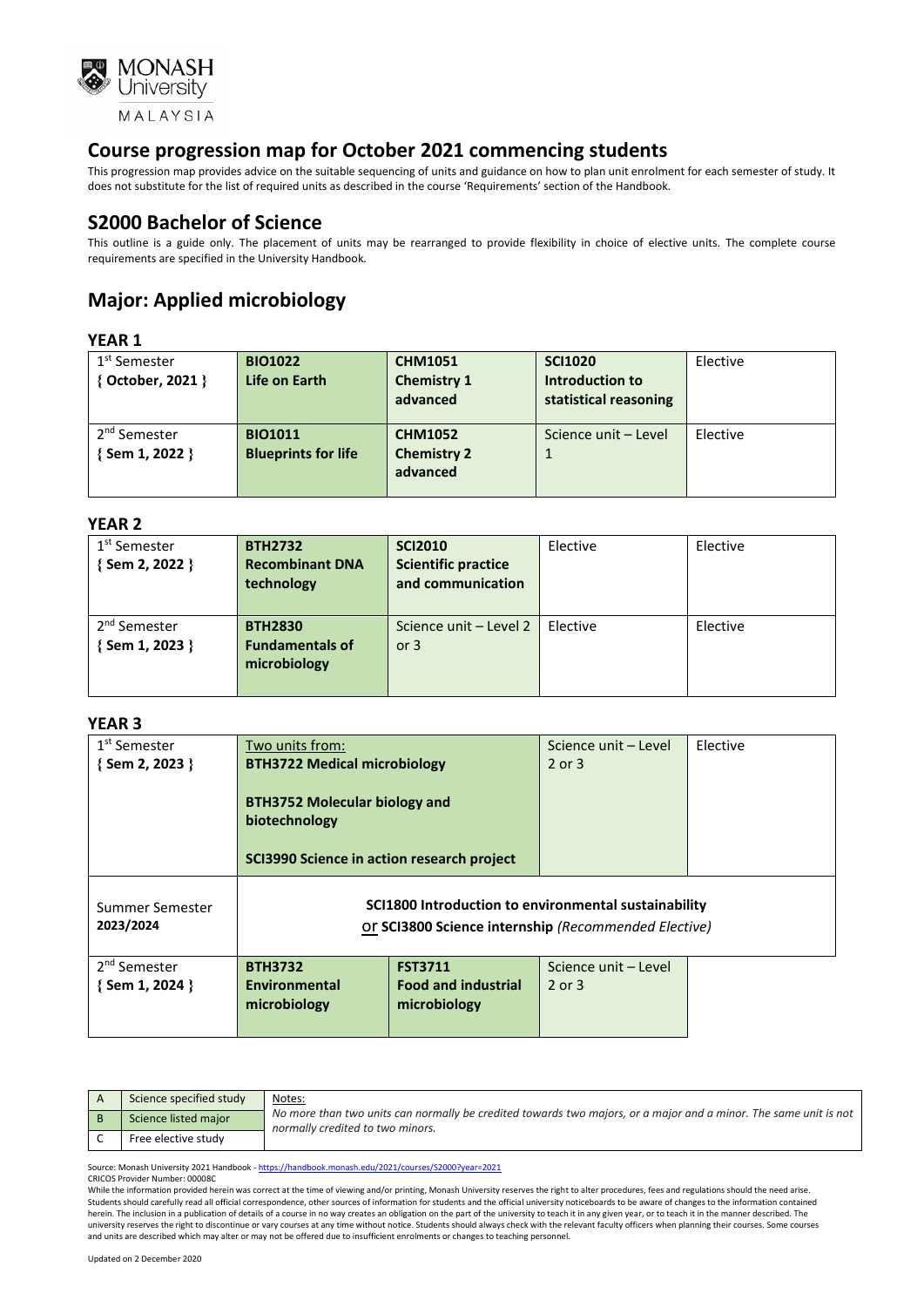# Course progression map for October 2021 commencing students

This progression map provides advice on the suitable sequencing of units and guidance on how to plan unit enrolment for each semester of study. It does not substitute for the list of required units as described in the course 'Requirements' section of the Handbook.

## S2000 Bachelor of Science

This outline is a guide only. The placement of units may be rearranged to provide flexibility in choice of elective units. The complete course requirements are specified in the University Handbook.

## Major: Applied microbiology

### YEAR 1

| | | | | |
|---|---|---|---|---|
| 1st Semester { October, 2021 } | **BIO1022 Life on Earth** | **CHM1051 Chemistry 1 advanced** | **SCI1020 Introduction to statistical reasoning** | Elective |
| 2nd Semester { Sem 1, 2022 } | **BIO1011 Blueprints for life** | **CHM1052 Chemistry 2 advanced** | Science unit – Level 1 | Elective |

### YEAR 2

| | | | | |
|---|---|---|---|---|
| 1st Semester { Sem 2, 2022 } | **BTH2732 Recombinant DNA technology** | **SCI2010 Scientific practice and communication** | Elective | Elective |
| 2nd Semester { Sem 1, 2023 } | **BTH2830 Fundamentals of microbiology** | Science unit – Level 2 or 3 | Elective | Elective |

### YEAR 3

| | | | | |
|---|---|---|---|---|
| 1st Semester { Sem 2, 2023 } | Two units from: **BTH3722 Medical microbiology**<br>**BTH3752 Molecular biology and biotechnology**<br>**SCI3990 Science in action research project** | | Science unit – Level 2 or 3 | Elective |
| Summer Semester 2023/2024 | **SCI1800 Introduction to environmental sustainability** or **SCI3800 Science internship** *(Recommended Elective)* | | | |
| 2nd Semester { Sem 1, 2024 } | **BTH3732 Environmental microbiology** | **FST3711 Food and industrial microbiology** | Science unit – Level 2 or 3 | |

| | | |
|---|---|---|
| A | Science specified study | Notes: *No more than two units can normally be credited towards two majors, or a major and a minor. The same unit is not normally credited to two minors.* |
| B | Science listed major | |
| C | Free elective study | |

Source: Monash University 2021 Handbook - https://handbook.monash.edu/2021/courses/S2000?year=2021

CRICOS Provider Number: 00008C

While the information provided herein was correct at the time of viewing and/or printing, Monash University reserves the right to alter procedures, fees and regulations should the need arise. Students should carefully read all official correspondence, other sources of information for students and the official university noticeboards to be aware of changes to the information contained herein. The inclusion in a publication of details of a course in no way creates an obligation on the part of the university to teach it in any given year, or to teach it in the manner described. The university reserves the right to discontinue or vary courses at any time without notice. Students should always check with the relevant faculty officers when planning their courses. Some courses and units are described which may alter or may not be offered due to insufficient enrolments or changes to teaching personnel.

Updated on 2 December 2020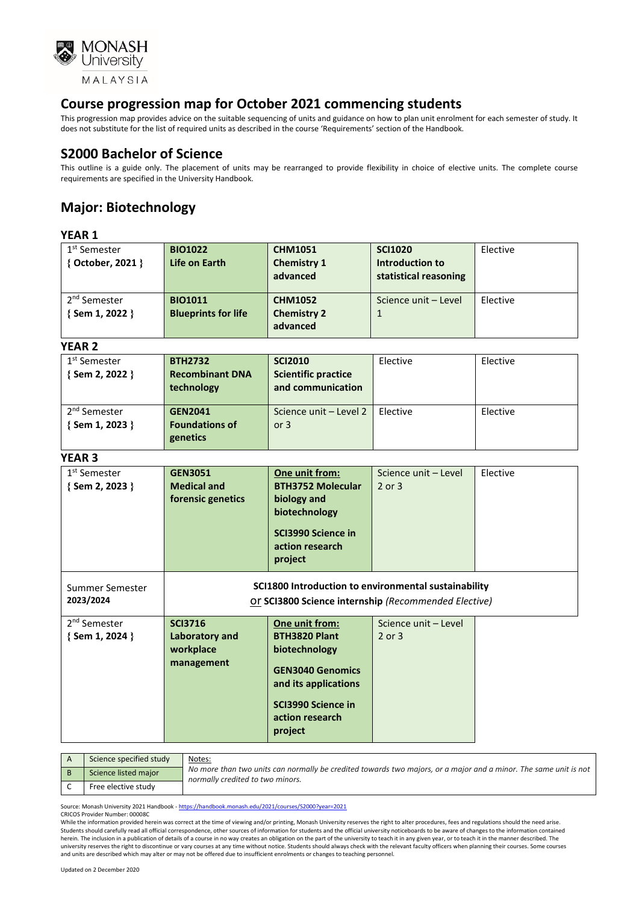MONASH University MALAYSIA

## Course progression map for October 2021 commencing students

This progression map provides advice on the suitable sequencing of units and guidance on how to plan unit enrolment for each semester of study. It does not substitute for the list of required units as described in the course 'Requirements' section of the Handbook.

## S2000 Bachelor of Science

This outline is a guide only. The placement of units may be rearranged to provide flexibility in choice of elective units. The complete course requirements are specified in the University Handbook.

## Major: Biotechnology

### YEAR 1

| | | | | |
|---|---|---|---|---|
| 1st Semester { October, 2021 } | **BIO1022 Life on Earth** | **CHM1051 Chemistry 1 advanced** | **SCI1020 Introduction to statistical reasoning** | Elective |
| 2nd Semester { Sem 1, 2022 } | **BIO1011 Blueprints for life** | **CHM1052 Chemistry 2 advanced** | Science unit – Level 1 | Elective |

### YEAR 2

| | | | | |
|---|---|---|---|---|
| 1st Semester { Sem 2, 2022 } | **BTH2732 Recombinant DNA technology** | **SCI2010 Scientific practice and communication** | Elective | Elective |
| 2nd Semester { Sem 1, 2023 } | **GEN2041 Foundations of genetics** | Science unit – Level 2 or 3 | Elective | Elective |

### YEAR 3

| | | | | |
|---|---|---|---|---|
| 1st Semester { Sem 2, 2023 } | **GEN3051 Medical and forensic genetics** | **One unit from:** **BTH3752 Molecular biology and biotechnology** **SCI3990 Science in action research project** | Science unit – Level 2 or 3 | Elective |
| Summer Semester 2023/2024 | **SCI1800 Introduction to environmental sustainability** or **SCI3800 Science internship** *(Recommended Elective)* | | | |
| 2nd Semester { Sem 1, 2024 } | **SCI3716 Laboratory and workplace management** | **One unit from:** **BTH3820 Plant biotechnology** **GEN3040 Genomics and its applications** **SCI3990 Science in action research project** | Science unit – Level 2 or 3 | |

| | | |
|---|---|---|
| A | Science specified study | Notes: *No more than two units can normally be credited towards two majors, or a major and a minor. The same unit is not normally credited to two minors.* |
| B | Science listed major | |
| C | Free elective study | |

Source: Monash University 2021 Handbook - https://handbook.monash.edu/2021/courses/S2000?year=2021
CRICOS Provider Number: 00008C
While the information provided herein was correct at the time of viewing and/or printing, Monash University reserves the right to alter procedures, fees and regulations should the need arise. Students should carefully read all official correspondence, other sources of information for students and the official university noticeboards to be aware of changes to the information contained herein. The inclusion in a publication of details of a course in no way creates an obligation on the part of the university to teach it in any given year, or to teach it in the manner described. The university reserves the right to discontinue or vary courses at any time without notice. Students should always check with the relevant faculty officers when planning their courses. Some courses and units are described which may alter or may not be offered due to insufficient enrolments or changes to teaching personnel.

Updated on 2 December 2020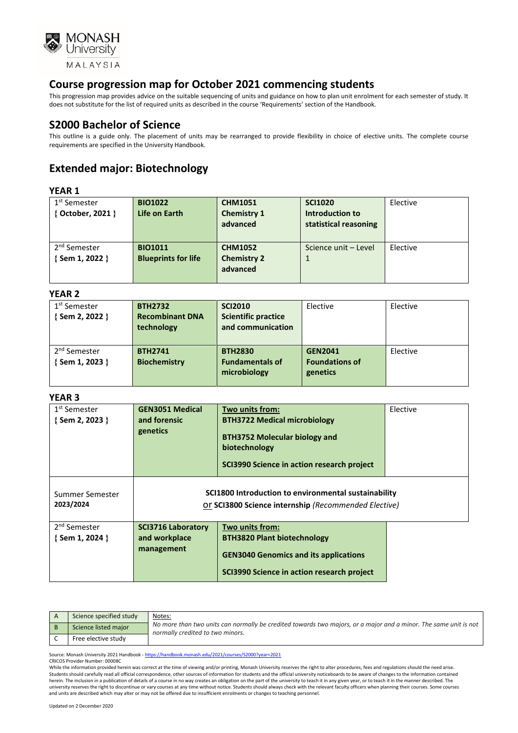MONASH University MALAYSIA

## Course progression map for October 2021 commencing students

This progression map provides advice on the suitable sequencing of units and guidance on how to plan unit enrolment for each semester of study. It does not substitute for the list of required units as described in the course 'Requirements' section of the Handbook.

## S2000 Bachelor of Science

This outline is a guide only. The placement of units may be rearranged to provide flexibility in choice of elective units. The complete course requirements are specified in the University Handbook.

## Extended major: Biotechnology

### YEAR 1

| Semester | Unit | Unit | Unit | Unit |
|---|---|---|---|---|
| 1st Semester { October, 2021 } | **BIO1022 Life on Earth** | **CHM1051 Chemistry 1 advanced** | **SCI1020 Introduction to statistical reasoning** | Elective |
| 2nd Semester { Sem 1, 2022 } | **BIO1011 Blueprints for life** | **CHM1052 Chemistry 2 advanced** | Science unit – Level 1 | Elective |

### YEAR 2

| Semester | Unit | Unit | Unit | Unit |
|---|---|---|---|---|
| 1st Semester { Sem 2, 2022 } | **BTH2732 Recombinant DNA technology** | **SCI2010 Scientific practice and communication** | Elective | Elective |
| 2nd Semester { Sem 1, 2023 } | **BTH2741 Biochemistry** | **BTH2830 Fundamentals of microbiology** | **GEN2041 Foundations of genetics** | Elective |

### YEAR 3

| Semester | Unit | Units | Unit |
|---|---|---|---|
| 1st Semester { Sem 2, 2023 } | **GEN3051 Medical and forensic genetics** | **Two units from:** **BTH3722 Medical microbiology** **BTH3752 Molecular biology and biotechnology** **SCI3990 Science in action research project** | Elective |
| Summer Semester 2023/2024 | **SCI1800 Introduction to environmental sustainability** or **SCI3800 Science internship** *(Recommended Elective)* | | |
| 2nd Semester { Sem 1, 2024 } | **SCI3716 Laboratory and workplace management** | **Two units from:** **BTH3820 Plant biotechnology** **GEN3040 Genomics and its applications** **SCI3990 Science in action research project** | |

| Code | Description |
|---|---|
| A | Science specified study |
| B | Science listed major |
| C | Free elective study |

Notes:
*No more than two units can normally be credited towards two majors, or a major and a minor. The same unit is not normally credited to two minors.*

Source: Monash University 2021 Handbook - https://handbook.monash.edu/2021/courses/S2000?year=2021
CRICOS Provider Number: 00008C
While the information provided herein was correct at the time of viewing and/or printing, Monash University reserves the right to alter procedures, fees and regulations should the need arise. Students should carefully read all official correspondence, other sources of information for students and the official university noticeboards to be aware of changes to the information contained herein. The inclusion in a publication of details of a course in no way creates an obligation on the part of the university to teach it in any given year, or to teach it in the manner described. The university reserves the right to discontinue or vary courses at any time without notice. Students should always check with the relevant faculty officers when planning their courses. Some courses and units are described which may alter or may not be offered due to insufficient enrolments or changes to teaching personnel.

Updated on 2 December 2020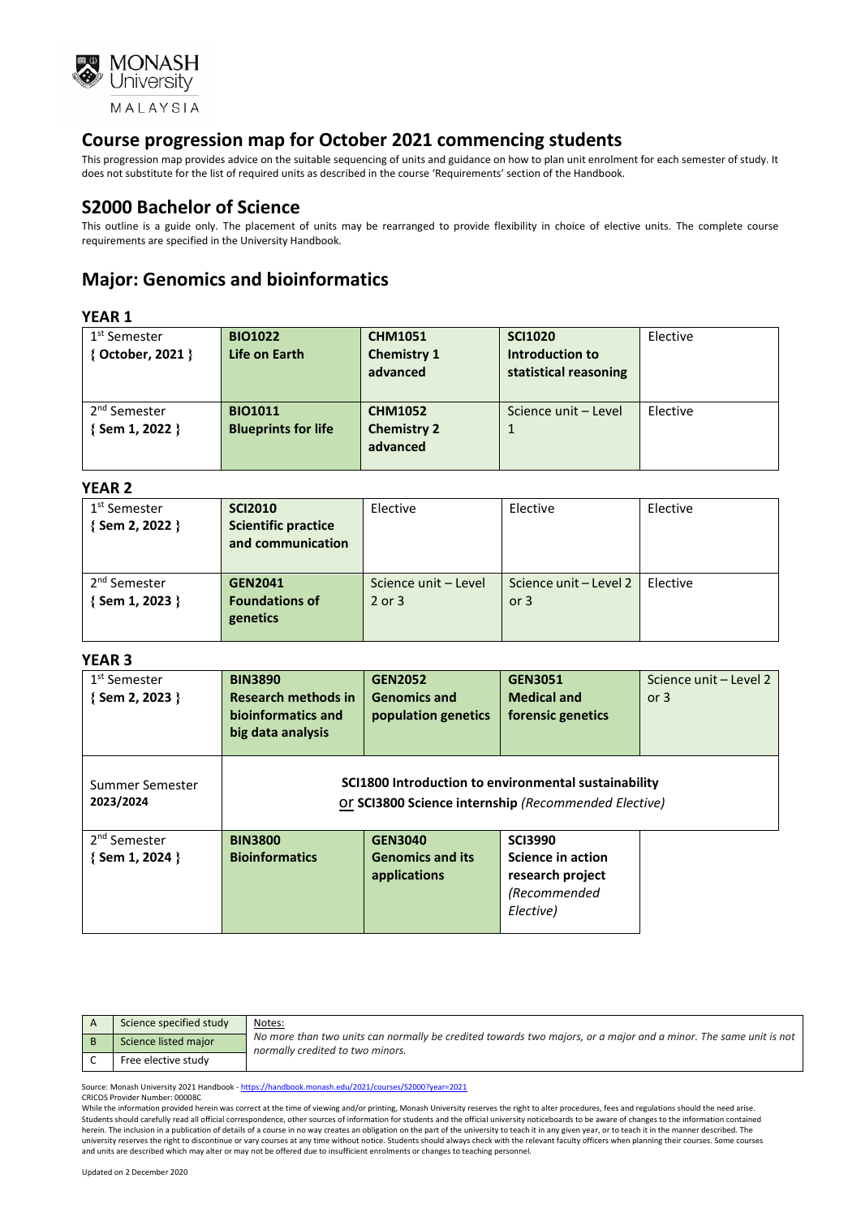MONASH University MALAYSIA

# Course progression map for October 2021 commencing students

This progression map provides advice on the suitable sequencing of units and guidance on how to plan unit enrolment for each semester of study. It does not substitute for the list of required units as described in the course 'Requirements' section of the Handbook.

## S2000 Bachelor of Science

This outline is a guide only. The placement of units may be rearranged to provide flexibility in choice of elective units. The complete course requirements are specified in the University Handbook.

## Major: Genomics and bioinformatics

### YEAR 1

| | | | | |
|---|---|---|---|---|
| 1st Semester { October, 2021 } | **BIO1022 Life on Earth** | **CHM1051 Chemistry 1 advanced** | **SCI1020 Introduction to statistical reasoning** | Elective |
| 2nd Semester { Sem 1, 2022 } | **BIO1011 Blueprints for life** | **CHM1052 Chemistry 2 advanced** | Science unit – Level 1 | Elective |

### YEAR 2

| | | | | |
|---|---|---|---|---|
| 1st Semester { Sem 2, 2022 } | **SCI2010 Scientific practice and communication** | Elective | Elective | Elective |
| 2nd Semester { Sem 1, 2023 } | **GEN2041 Foundations of genetics** | Science unit – Level 2 or 3 | Science unit – Level 2 or 3 | Elective |

### YEAR 3

| | | | | |
|---|---|---|---|---|
| 1st Semester { Sem 2, 2023 } | **BIN3890 Research methods in bioinformatics and big data analysis** | **GEN2052 Genomics and population genetics** | **GEN3051 Medical and forensic genetics** | Science unit – Level 2 or 3 |
| Summer Semester 2023/2024 | **SCI1800 Introduction to environmental sustainability** or **SCI3800 Science internship** *(Recommended Elective)* | | | |
| 2nd Semester { Sem 1, 2024 } | **BIN3800 Bioinformatics** | **GEN3040 Genomics and its applications** | **SCI3990 Science in action research project** *(Recommended Elective)* | |

| | |
|---|---|
| A | Science specified study |
| B | Science listed major |
| C | Free elective study |

Notes:
*No more than two units can normally be credited towards two majors, or a major and a minor. The same unit is not normally credited to two minors.*

Source: Monash University 2021 Handbook - https://handbook.monash.edu/2021/courses/S2000?year=2021
CRICOS Provider Number: 00008C
While the information provided herein was correct at the time of viewing and/or printing, Monash University reserves the right to alter procedures, fees and regulations should the need arise. Students should carefully read all official correspondence, other sources of information for students and the official university noticeboards to be aware of changes to the information contained herein. The inclusion in a publication of details of a course in no way creates an obligation on the part of the university to teach it in any given year, or to teach it in the manner described. The university reserves the right to discontinue or vary courses at any time without notice. Students should always check with the relevant faculty officers when planning their courses. Some courses and units are described which may alter or may not be offered due to insufficient enrolments or changes to teaching personnel.

Updated on 2 December 2020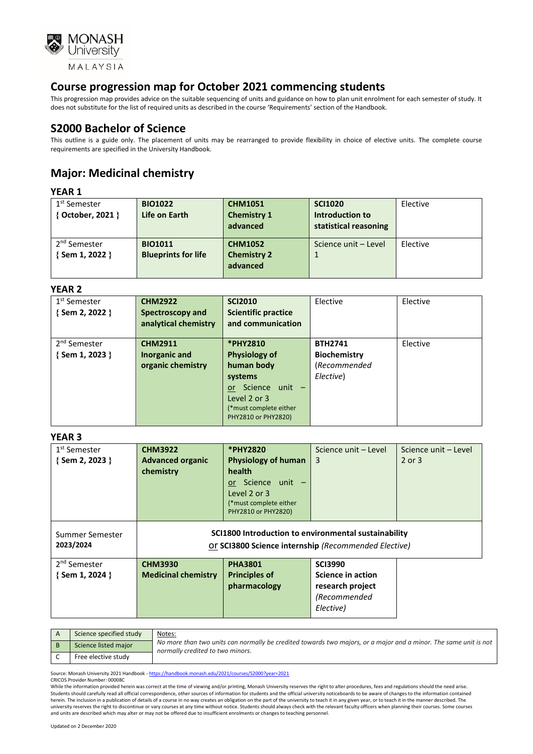# Course progression map for October 2021 commencing students

This progression map provides advice on the suitable sequencing of units and guidance on how to plan unit enrolment for each semester of study. It does not substitute for the list of required units as described in the course 'Requirements' section of the Handbook.

## S2000 Bachelor of Science

This outline is a guide only. The placement of units may be rearranged to provide flexibility in choice of elective units. The complete course requirements are specified in the University Handbook.

## Major: Medicinal chemistry

### YEAR 1

| | | | | |
|---|---|---|---|---|
| 1st Semester { October, 2021 } | **BIO1022 Life on Earth** | **CHM1051 Chemistry 1 advanced** | **SCI1020 Introduction to statistical reasoning** | Elective |
| 2nd Semester { Sem 1, 2022 } | **BIO1011 Blueprints for life** | **CHM1052 Chemistry 2 advanced** | Science unit – Level 1 | Elective |

### YEAR 2

| | | | | |
|---|---|---|---|---|
| 1st Semester { Sem 2, 2022 } | **CHM2922 Spectroscopy and analytical chemistry** | **SCI2010 Scientific practice and communication** | Elective | Elective |
| 2nd Semester { Sem 1, 2023 } | **CHM2911 Inorganic and organic chemistry** | ***PHY2810 Physiology of human body systems** or Science unit – Level 2 or 3 (*must complete either PHY2810 or PHY2820) | **BTH2741 Biochemistry** (*Recommended Elective*) | Elective |

### YEAR 3

| | | | | |
|---|---|---|---|---|
| 1st Semester { Sem 2, 2023 } | **CHM3922 Advanced organic chemistry** | ***PHY2820 Physiology of human health** or Science unit – Level 2 or 3 (*must complete either PHY2810 or PHY2820) | Science unit – Level 3 | Science unit – Level 2 or 3 |
| Summer Semester 2023/2024 | **SCI1800 Introduction to environmental sustainability** or **SCI3800 Science internship** (*Recommended Elective*) | | | |
| 2nd Semester { Sem 1, 2024 } | **CHM3930 Medicinal chemistry** | **PHA3801 Principles of pharmacology** | **SCI3990 Science in action research project** (*Recommended Elective*) | |

| | | |
|---|---|---|
| A | Science specified study | Notes: *No more than two units can normally be credited towards two majors, or a major and a minor. The same unit is not normally credited to two minors.* |
| B | Science listed major | |
| C | Free elective study | |

Source: Monash University 2021 Handbook - https://handbook.monash.edu/2021/courses/S2000?year=2021
CRICOS Provider Number: 00008C
While the information provided herein was correct at the time of viewing and/or printing, Monash University reserves the right to alter procedures, fees and regulations should the need arise. Students should carefully read all official correspondence, other sources of information for students and the official university noticeboards to be aware of changes to the information contained herein. The inclusion in a publication of details of a course in no way creates an obligation on the part of the university to teach it in any given year, or to teach it in the manner described. The university reserves the right to discontinue or vary courses at any time without notice. Students should always check with the relevant faculty officers when planning their courses. Some courses and units are described which may alter or may not be offered due to insufficient enrolments or changes to teaching personnel.

Updated on 2 December 2020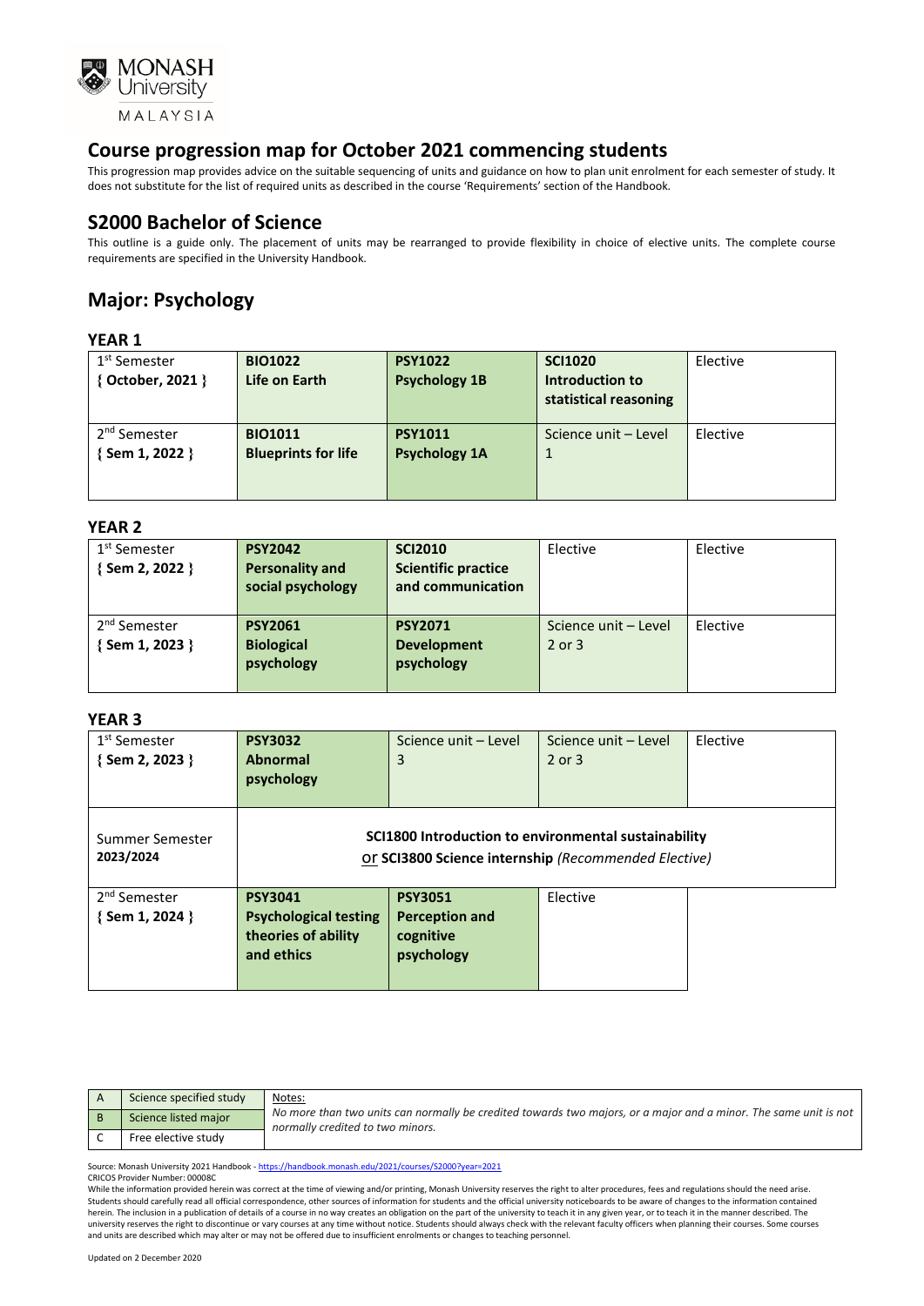MONASH University MALAYSIA

## Course progression map for October 2021 commencing students

This progression map provides advice on the suitable sequencing of units and guidance on how to plan unit enrolment for each semester of study. It does not substitute for the list of required units as described in the course 'Requirements' section of the Handbook.

## S2000 Bachelor of Science

This outline is a guide only. The placement of units may be rearranged to provide flexibility in choice of elective units. The complete course requirements are specified in the University Handbook.

## Major: Psychology

### YEAR 1

| Semester | | | | |
|---|---|---|---|---|
| 1st Semester { October, 2021 } | **BIO1022 Life on Earth** | **PSY1022 Psychology 1B** | **SCI1020 Introduction to statistical reasoning** | Elective |
| 2nd Semester { Sem 1, 2022 } | **BIO1011 Blueprints for life** | **PSY1011 Psychology 1A** | Science unit – Level 1 | Elective |

### YEAR 2

| Semester | | | | |
|---|---|---|---|---|
| 1st Semester { Sem 2, 2022 } | **PSY2042 Personality and social psychology** | **SCI2010 Scientific practice and communication** | Elective | Elective |
| 2nd Semester { Sem 1, 2023 } | **PSY2061 Biological psychology** | **PSY2071 Development psychology** | Science unit – Level 2 or 3 | Elective |

### YEAR 3

| Semester | | | | |
|---|---|---|---|---|
| 1st Semester { Sem 2, 2023 } | **PSY3032 Abnormal psychology** | Science unit – Level 3 | Science unit – Level 2 or 3 | Elective |
| Summer Semester 2023/2024 | **SCI1800 Introduction to environmental sustainability** or **SCI3800 Science internship** *(Recommended Elective)* | | | |
| 2nd Semester { Sem 1, 2024 } | **PSY3041 Psychological testing theories of ability and ethics** | **PSY3051 Perception and cognitive psychology** | Elective | |

| | | |
|---|---|---|
| A | Science specified study | Notes: |
| B | Science listed major | *No more than two units can normally be credited towards two majors, or a major and a minor. The same unit is not normally credited to two minors.* |
| C | Free elective study | |

Source: Monash University 2021 Handbook - https://handbook.monash.edu/2021/courses/S2000?year=2021
CRICOS Provider Number: 00008C
While the information provided herein was correct at the time of viewing and/or printing, Monash University reserves the right to alter procedures, fees and regulations should the need arise. Students should carefully read all official correspondence, other sources of information for students and the official university noticeboards to be aware of changes to the information contained herein. The inclusion in a publication of details of a course in no way creates an obligation on the part of the university to teach it in any given year, or to teach it in the manner described. The university reserves the right to discontinue or vary courses at any time without notice. Students should always check with the relevant faculty officers when planning their courses. Some courses and units are described which may alter or may not be offered due to insufficient enrolments or changes to teaching personnel.

Updated on 2 December 2020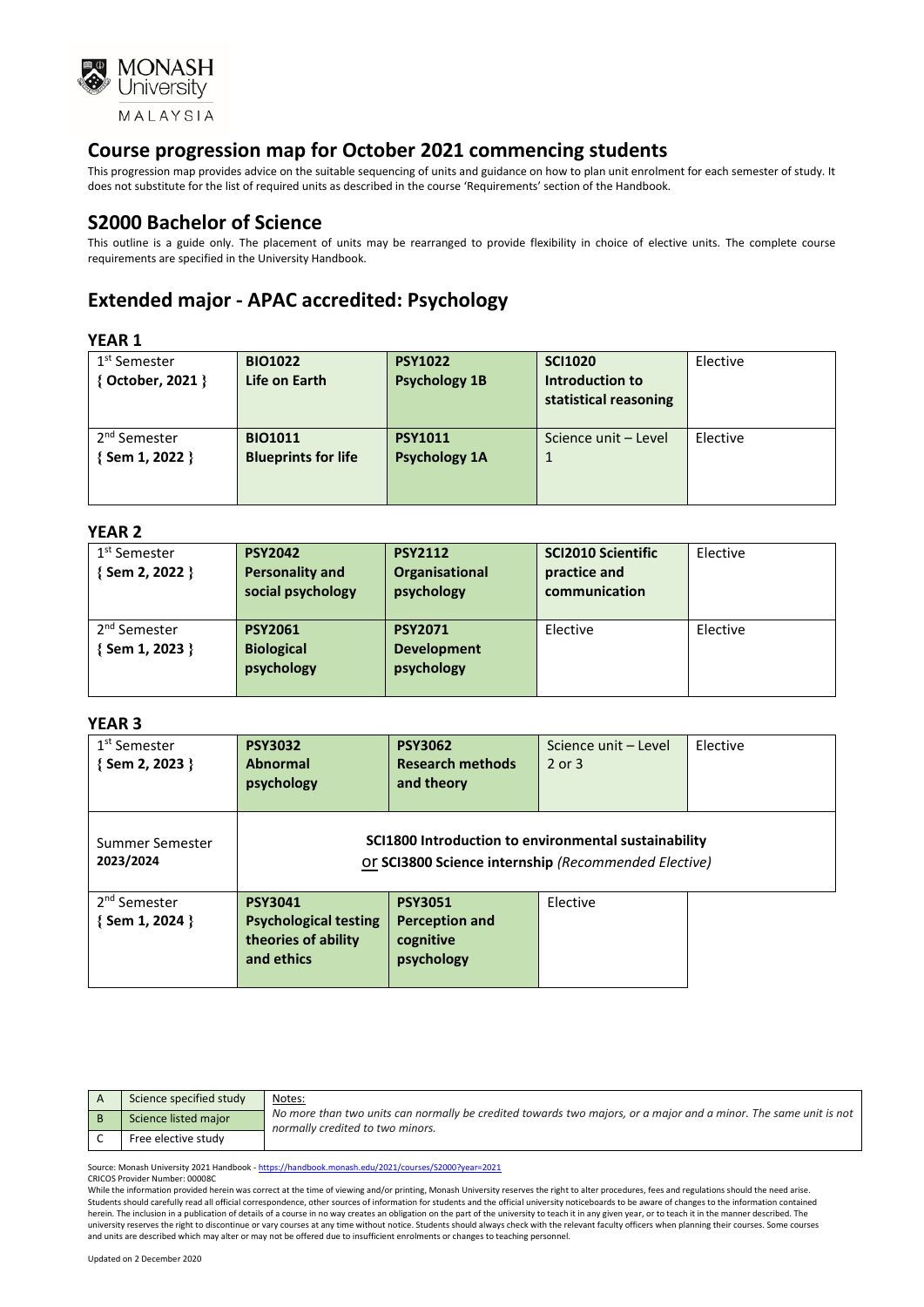# Course progression map for October 2021 commencing students

This progression map provides advice on the suitable sequencing of units and guidance on how to plan unit enrolment for each semester of study. It does not substitute for the list of required units as described in the course 'Requirements' section of the Handbook.

## S2000 Bachelor of Science

This outline is a guide only. The placement of units may be rearranged to provide flexibility in choice of elective units. The complete course requirements are specified in the University Handbook.

## Extended major - APAC accredited: Psychology

### YEAR 1

| | | | | |
|---|---|---|---|---|
| 1st Semester { October, 2021 } | **BIO1022 Life on Earth** | **PSY1022 Psychology 1B** | **SCI1020 Introduction to statistical reasoning** | Elective |
| 2nd Semester { Sem 1, 2022 } | **BIO1011 Blueprints for life** | **PSY1011 Psychology 1A** | Science unit – Level 1 | Elective |

### YEAR 2

| | | | | |
|---|---|---|---|---|
| 1st Semester { Sem 2, 2022 } | **PSY2042 Personality and social psychology** | **PSY2112 Organisational psychology** | **SCI2010 Scientific practice and communication** | Elective |
| 2nd Semester { Sem 1, 2023 } | **PSY2061 Biological psychology** | **PSY2071 Development psychology** | Elective | Elective |

### YEAR 3

| | | | | |
|---|---|---|---|---|
| 1st Semester { Sem 2, 2023 } | **PSY3032 Abnormal psychology** | **PSY3062 Research methods and theory** | Science unit – Level 2 or 3 | Elective |
| Summer Semester 2023/2024 | **SCI1800 Introduction to environmental sustainability** or **SCI3800 Science internship** *(Recommended Elective)* | | | |
| 2nd Semester { Sem 1, 2024 } | **PSY3041 Psychological testing theories of ability and ethics** | **PSY3051 Perception and cognitive psychology** | Elective | |

| | | |
|---|---|---|
| A | Science specified study | Notes: *No more than two units can normally be credited towards two majors, or a major and a minor. The same unit is not normally credited to two minors.* |
| B | Science listed major | |
| C | Free elective study | |

Source: Monash University 2021 Handbook - https://handbook.monash.edu/2021/courses/S2000?year=2021

CRICOS Provider Number: 00008C

While the information provided herein was correct at the time of viewing and/or printing, Monash University reserves the right to alter procedures, fees and regulations should the need arise. Students should carefully read all official correspondence, other sources of information for students and the official university noticeboards to be aware of changes to the information contained herein. The inclusion in a publication of details of a course in no way creates an obligation on the part of the university to teach it in any given year, or to teach it in the manner described. The university reserves the right to discontinue or vary courses at any time without notice. Students should always check with the relevant faculty officers when planning their courses. Some courses and units are described which may alter or may not be offered due to insufficient enrolments or changes to teaching personnel.

Updated on 2 December 2020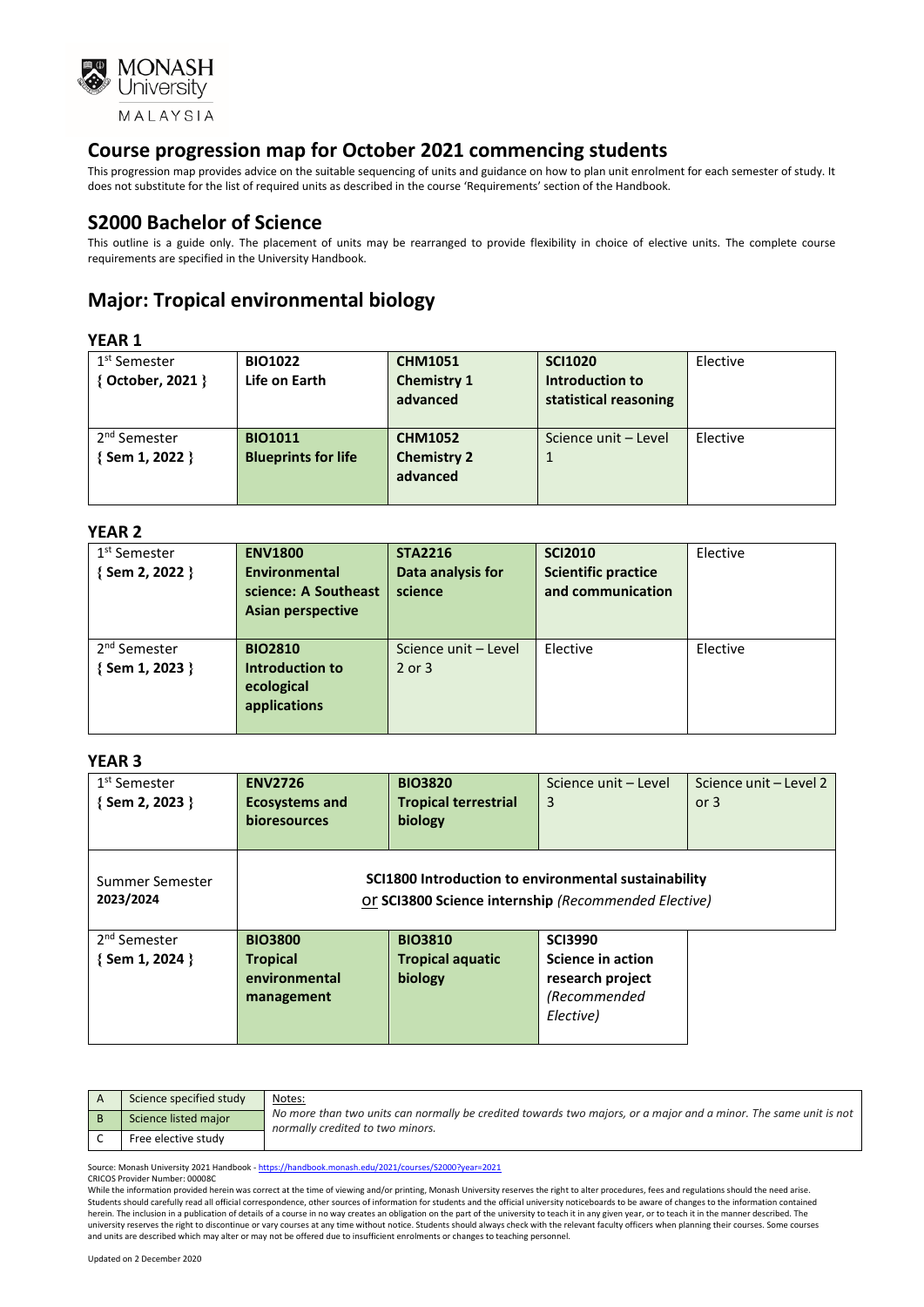MONASH University MALAYSIA

## Course progression map for October 2021 commencing students

This progression map provides advice on the suitable sequencing of units and guidance on how to plan unit enrolment for each semester of study. It does not substitute for the list of required units as described in the course 'Requirements' section of the Handbook.

## S2000 Bachelor of Science

This outline is a guide only. The placement of units may be rearranged to provide flexibility in choice of elective units. The complete course requirements are specified in the University Handbook.

## Major: Tropical environmental biology

### YEAR 1

| | | | | |
|---|---|---|---|---|
| 1st Semester { October, 2021 } | **BIO1022 Life on Earth** | **CHM1051 Chemistry 1 advanced** | **SCI1020 Introduction to statistical reasoning** | Elective |
| 2nd Semester { Sem 1, 2022 } | **BIO1011 Blueprints for life** | **CHM1052 Chemistry 2 advanced** | Science unit – Level 1 | Elective |

### YEAR 2

| | | | | |
|---|---|---|---|---|
| 1st Semester { Sem 2, 2022 } | **ENV1800 Environmental science: A Southeast Asian perspective** | **STA2216 Data analysis for science** | **SCI2010 Scientific practice and communication** | Elective |
| 2nd Semester { Sem 1, 2023 } | **BIO2810 Introduction to ecological applications** | Science unit – Level 2 or 3 | Elective | Elective |

### YEAR 3

| | | | | |
|---|---|---|---|---|
| 1st Semester { Sem 2, 2023 } | **ENV2726 Ecosystems and bioresources** | **BIO3820 Tropical terrestrial biology** | Science unit – Level 3 | Science unit – Level 2 or 3 |
| Summer Semester 2023/2024 | **SCI1800 Introduction to environmental sustainability** or **SCI3800 Science internship** *(Recommended Elective)* | | | |
| 2nd Semester { Sem 1, 2024 } | **BIO3800 Tropical environmental management** | **BIO3810 Tropical aquatic biology** | **SCI3990 Science in action research project** *(Recommended Elective)* | |

| | |
|---|---|
| A | Science specified study |
| B | Science listed major |
| C | Free elective study |

Notes:
*No more than two units can normally be credited towards two majors, or a major and a minor. The same unit is not normally credited to two minors.*

Source: Monash University 2021 Handbook - https://handbook.monash.edu/2021/courses/S2000?year=2021
CRICOS Provider Number: 00008C
While the information provided herein was correct at the time of viewing and/or printing, Monash University reserves the right to alter procedures, fees and regulations should the need arise. Students should carefully read all official correspondence, other sources of information for students and the official university noticeboards to be aware of changes to the information contained herein. The inclusion in a publication of details of a course in no way creates an obligation on the part of the university to teach it in any given year, or to teach it in the manner described. The university reserves the right to discontinue or vary courses at any time without notice. Students should always check with the relevant faculty officers when planning their courses. Some courses and units are described which may alter or may not be offered due to insufficient enrolments or changes to teaching personnel.

Updated on 2 December 2020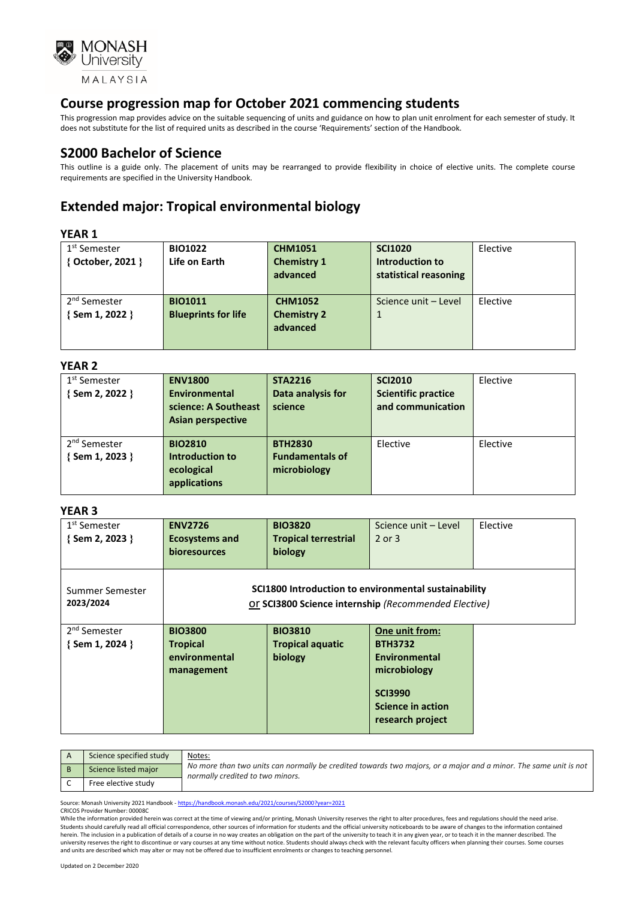# Course progression map for October 2021 commencing students

This progression map provides advice on the suitable sequencing of units and guidance on how to plan unit enrolment for each semester of study. It does not substitute for the list of required units as described in the course 'Requirements' section of the Handbook.

## S2000 Bachelor of Science

This outline is a guide only. The placement of units may be rearranged to provide flexibility in choice of elective units. The complete course requirements are specified in the University Handbook.

## Extended major: Tropical environmental biology

### YEAR 1

| | | | | |
|---|---|---|---|---|
| 1st Semester **{ October, 2021 }** | **BIO1022 Life on Earth** | **CHM1051 Chemistry 1 advanced** | **SCI1020 Introduction to statistical reasoning** | Elective |
| 2nd Semester **{ Sem 1, 2022 }** | **BIO1011 Blueprints for life** | **CHM1052 Chemistry 2 advanced** | Science unit – Level 1 | Elective |

### YEAR 2

| | | | | |
|---|---|---|---|---|
| 1st Semester **{ Sem 2, 2022 }** | **ENV1800 Environmental science: A Southeast Asian perspective** | **STA2216 Data analysis for science** | **SCI2010 Scientific practice and communication** | Elective |
| 2nd Semester **{ Sem 1, 2023 }** | **BIO2810 Introduction to ecological applications** | **BTH2830 Fundamentals of microbiology** | Elective | Elective |

### YEAR 3

| | | | | |
|---|---|---|---|---|
| 1st Semester **{ Sem 2, 2023 }** | **ENV2726 Ecosystems and bioresources** | **BIO3820 Tropical terrestrial biology** | Science unit – Level 2 or 3 | Elective |
| Summer Semester **2023/2024** | **SCI1800 Introduction to environmental sustainability** or **SCI3800 Science internship** *(Recommended Elective)* | | | |
| 2nd Semester **{ Sem 1, 2024 }** | **BIO3800 Tropical environmental management** | **BIO3810 Tropical aquatic biology** | **One unit from:** **BTH3732 Environmental microbiology** **SCI3990 Science in action research project** | |

| | | |
|---|---|---|
| A | Science specified study | Notes: |
| B | Science listed major | *No more than two units can normally be credited towards two majors, or a major and a minor. The same unit is not normally credited to two minors.* |
| C | Free elective study | |

Source: Monash University 2021 Handbook - https://handbook.monash.edu/2021/courses/S2000?year=2021
CRICOS Provider Number: 00008C
While the information provided herein was correct at the time of viewing and/or printing, Monash University reserves the right to alter procedures, fees and regulations should the need arise. Students should carefully read all official correspondence, other sources of information for students and the official university noticeboards to be aware of changes to the information contained herein. The inclusion in a publication of details of a course in no way creates an obligation on the part of the university to teach it in any given year, or to teach it in the manner described. The university reserves the right to discontinue or vary courses at any time without notice. Students should always check with the relevant faculty officers when planning their courses. Some courses and units are described which may alter or may not be offered due to insufficient enrolments or changes to teaching personnel.

Updated on 2 December 2020